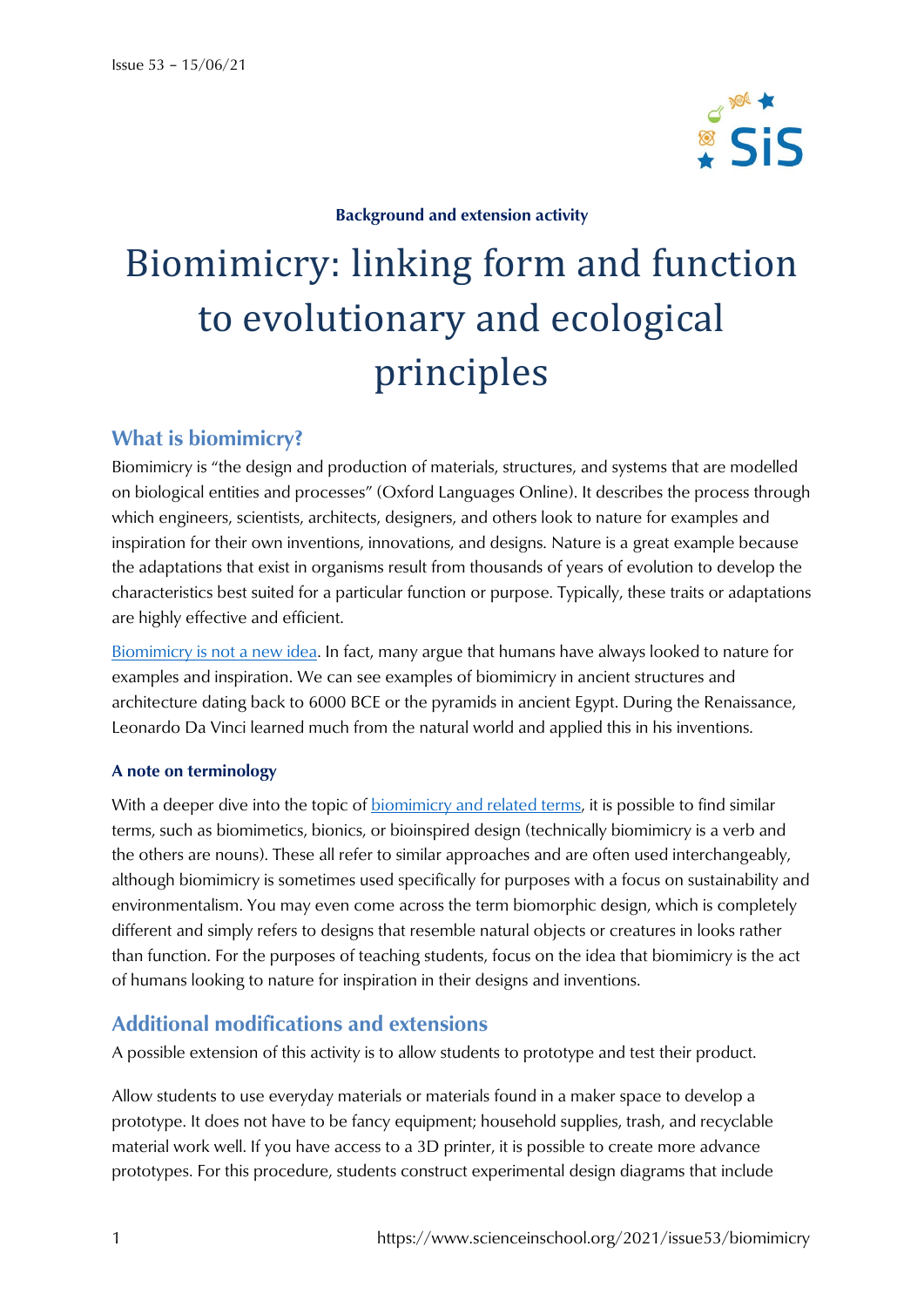**Background and extension activity**

# Biomimicry: linking form and function to evolutionary and ecological principles

## What is biomimicry?

Biomimicry is "the design and production of materials, structures, and systems that are modelled on biological entities and processes" (Oxford Languages Online). It describes the process through which engineers, scientists, architects, designers, and others look to nature for examples and inspiration for their own inventions, innovations, and designs. Nature is a great example because the adaptations that exist in organisms result from thousands of years of evolution to develop the characteristics best suited for a particular function or purpose. Typically, these traits or adaptations are highly effective and efficient.

Biomimicry is not a new idea. In fact, many argue that humans have always looked to nature for examples and inspiration. We can see examples of biomimicry in ancient structures and architecture dating back to 6000 BCE or the pyramids in ancient Egypt. During the Renaissance, Leonardo Da Vinci learned much from the natural world and applied this in his inventions.

### A note on terminology

With a deeper dive into the topic of biomimicry and related terms, it is possible to find similar terms, such as biomimetics, bionics, or bioinspired design (technically biomimicry is a verb and the others are nouns). These all refer to similar approaches and are often used interchangeably, although biomimicry is sometimes used specifically for purposes with a focus on sustainability and environmentalism. You may even come across the term biomorphic design, which is completely different and simply refers to designs that resemble natural objects or creatures in looks rather than function. For the purposes of teaching students, focus on the idea that biomimicry is the act of humans looking to nature for inspiration in their designs and inventions.

## Additional modifications and extensions

A possible extension of this activity is to allow students to prototype and test their product.

Allow students to use everyday materials or materials found in a maker space to develop a prototype. It does not have to be fancy equipment; household supplies, trash, and recyclable material work well. If you have access to a 3D printer, it is possible to create more advance prototypes. For this procedure, students construct experimental design diagrams that include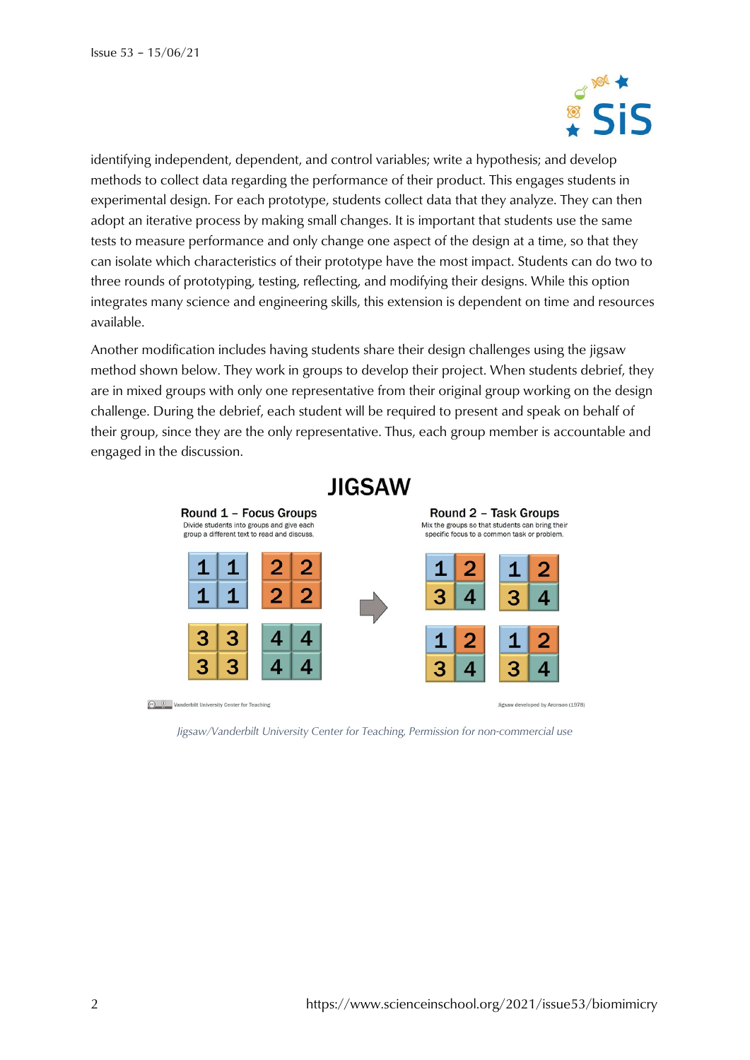identifying independent, dependent, and control variables; write a hypothesis; and develop methods to collect data regarding the performance of their product. This engages students in experimental design. For each prototype, students collect data that they analyze. They can then adopt an iterative process by making small changes. It is important that students use the same tests to measure performance and only change one aspect of the design at a time, so that they can isolate which characteristics of their prototype have the most impact. Students can do two to three rounds of prototyping, testing, reflecting, and modifying their designs. While this option integrates many science and engineering skills, this extension is dependent on time and resources available.

Another modification includes having students share their design challenges using the jigsaw method shown below. They work in groups to develop their project. When students debrief, they are in mixed groups with only one representative from their original group working on the design challenge. During the debrief, each student will be required to present and speak on behalf of their group, since they are the only representative. Thus, each group member is accountable and engaged in the discussion.

JIGSAW

Round 1 – Focus Groups

Divide students into groups and give each group a different text to read and discuss.

Round 2 – Task Groups

Mix the groups so that students can bring their specific focus to a common task or problem.

Vanderbilt University Center for Teaching

Jigsaw developed by Aronson (1978)

*Jigsaw/Vanderbilt University Center for Teaching, Permission for non-commercial use*